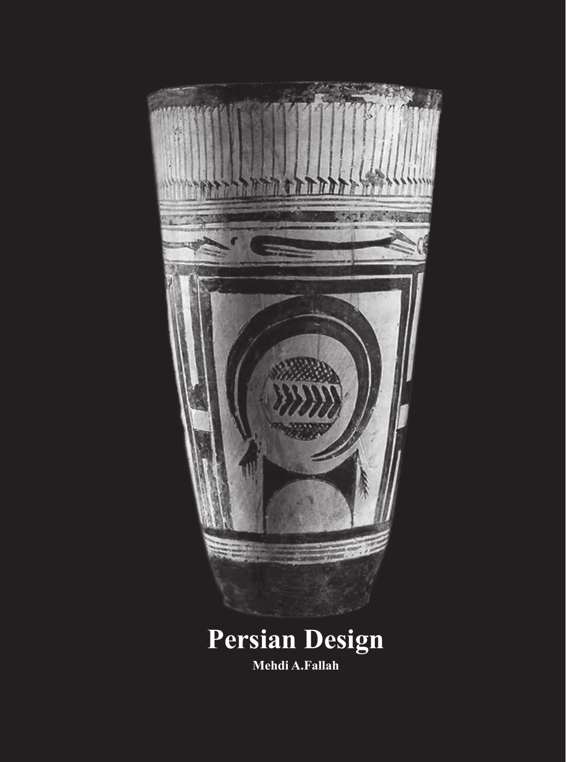# Persian Design

**Mehdi A.Fallah**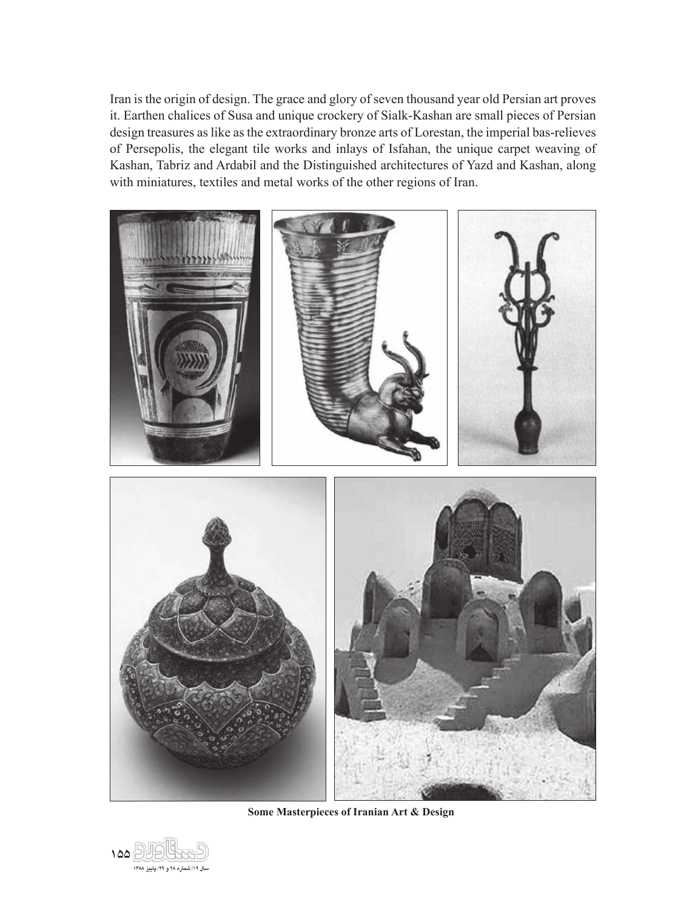Iran is the origin of design. The grace and glory of seven thousand year old Persian art proves it. Earthen chalices of Susa and unique crockery of Sialk-Kashan are small pieces of Persian design treasures as like as the extraordinary bronze arts of Lorestan, the imperial bas-relieves of Persepolis, the elegant tile works and inlays of Isfahan, the unique carpet weaving of Kashan, Tabriz and Ardabil and the Distinguished architectures of Yazd and Kashan, along with miniatures, textiles and metal works of the other regions of Iran.

**Some Masterpieces of Iranian Art & Design**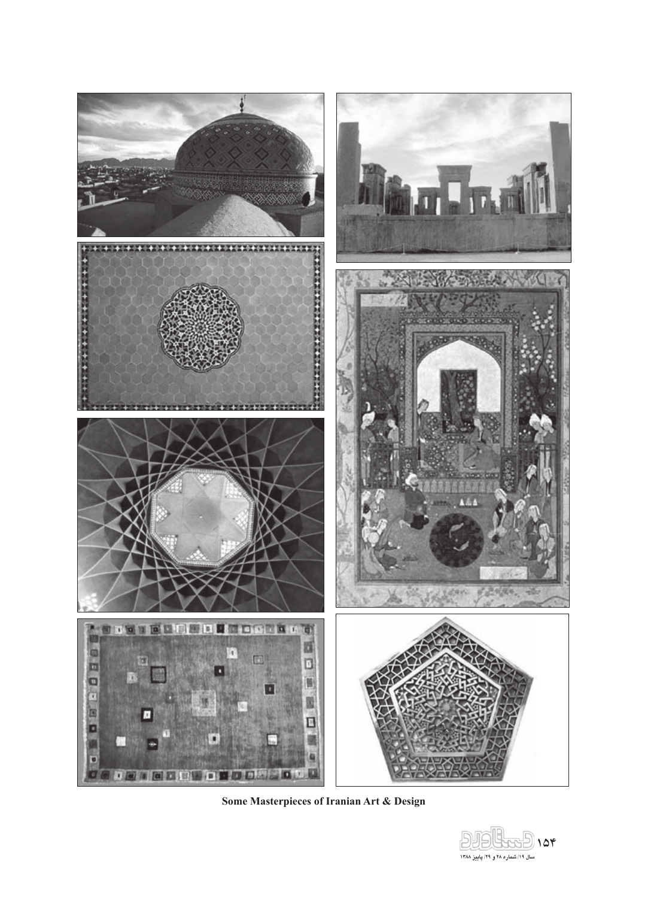**Some Masterpieces of Iranian Art & Design**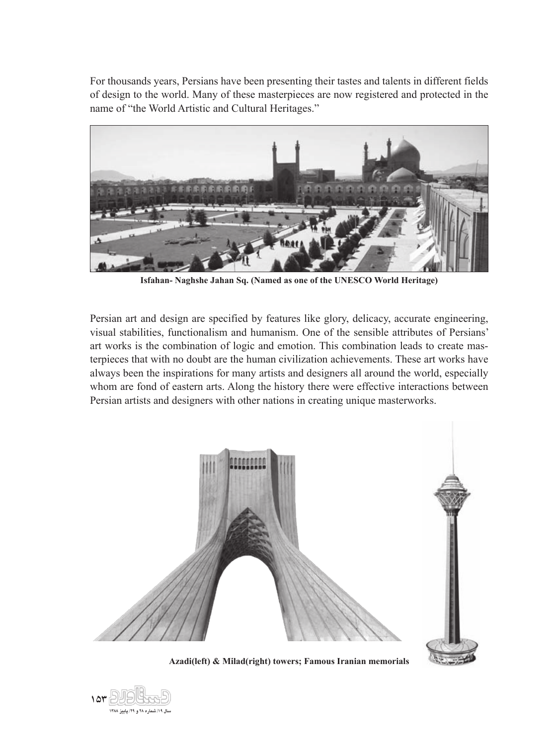For thousands years, Persians have been presenting their tastes and talents in different fields of design to the world. Many of these masterpieces are now registered and protected in the name of "the World Artistic and Cultural Heritages."

**Isfahan- Naghshe Jahan Sq. (Named as one of the UNESCO World Heritage)**

Persian art and design are specified by features like glory, delicacy, accurate engineering, visual stabilities, functionalism and humanism. One of the sensible attributes of Persians' art works is the combination of logic and emotion. This combination leads to create masterpieces that with no doubt are the human civilization achievements. These art works have always been the inspirations for many artists and designers all around the world, especially whom are fond of eastern arts. Along the history there were effective interactions between Persian artists and designers with other nations in creating unique masterworks.

**Azadi(left) & Milad(right) towers; Famous Iranian memorials**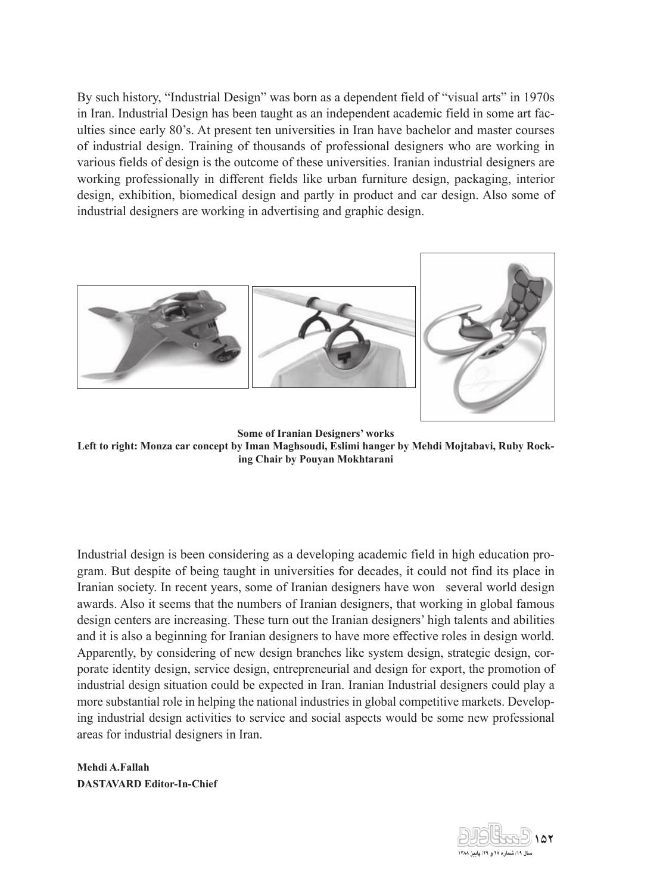By such history, "Industrial Design" was born as a dependent field of "visual arts" in 1970s in Iran. Industrial Design has been taught as an independent academic field in some art faculties since early 80's. At present ten universities in Iran have bachelor and master courses of industrial design. Training of thousands of professional designers who are working in various fields of design is the outcome of these universities. Iranian industrial designers are working professionally in different fields like urban furniture design, packaging, interior design, exhibition, biomedical design and partly in product and car design. Also some of industrial designers are working in advertising and graphic design.

**Some of Iranian Designers' works**
**Left to right: Monza car concept by Iman Maghsoudi, Eslimi hanger by Mehdi Mojtabavi, Ruby Rocking Chair by Pouyan Mokhtarani**

Industrial design is been considering as a developing academic field in high education program. But despite of being taught in universities for decades, it could not find its place in Iranian society. In recent years, some of Iranian designers have won several world design awards. Also it seems that the numbers of Iranian designers, that working in global famous design centers are increasing. These turn out the Iranian designers' high talents and abilities and it is also a beginning for Iranian designers to have more effective roles in design world. Apparently, by considering of new design branches like system design, strategic design, corporate identity design, service design, entrepreneurial and design for export, the promotion of industrial design situation could be expected in Iran. Iranian Industrial designers could play a more substantial role in helping the national industries in global competitive markets. Developing industrial design activities to service and social aspects would be some new professional areas for industrial designers in Iran.

**Mehdi A.Fallah**
**DASTAVARD Editor-In-Chief**